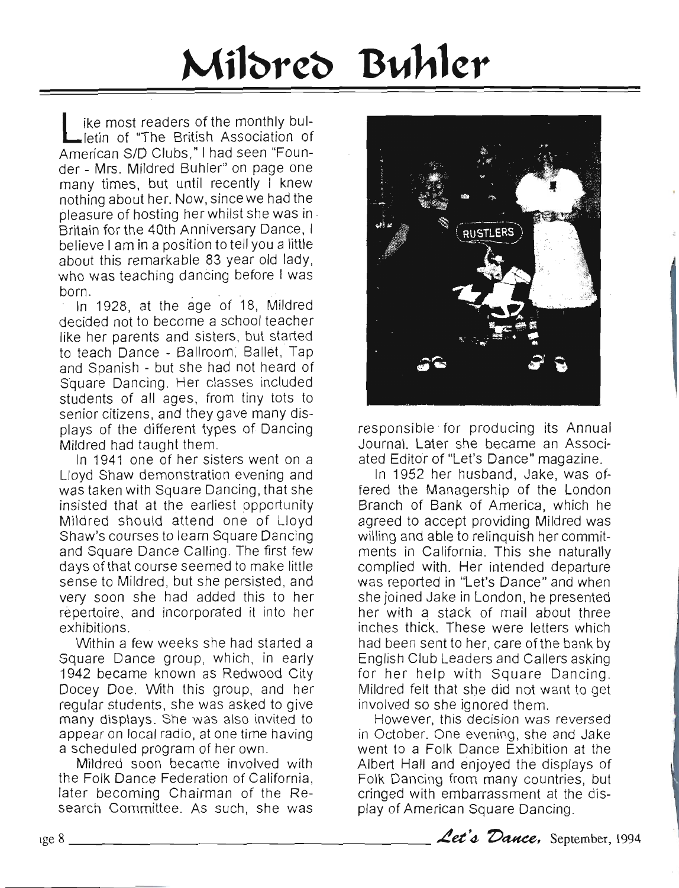# Mildred Buhler

Like most readers of the monthly bulletin of "The British Association of American S/D Clubs," I had seen "Founder - Mrs. Mildred Buhler" on page one many times, but until recently I knew nothing about her. Now, since we had the pleasure of hosting her whilst she was in Britain for the 40th Anniversary Dance, I believe I am in a position to tell you a little about this remarkable 83 year old lady, who was teaching dancing before I was born.

In 1928, at the age of 18, Mildred decided not to become a school teacher like her parents and sisters, but started to teach Dance - Ballroom, Ballet, Tap and Spanish - but she had not heard of Square Dancing. Her classes included students of all ages, from tiny tots to senior citizens, and they gave many displays of the different types of Dancing Mildred had taught them.

In 1941 one of her sisters went on a Lloyd Shaw demonstration evening and was taken with Square Dancing, that she insisted that at the earliest opportunity Mildred should attend one of Lloyd Shaw's courses to learn Square Dancing and Square Dance Calling. The first few days of that course seemed to make little sense to Mildred, but she persisted, and very soon she had added this to her repertoire, and incorporated it into her exhibitions.

Within a few weeks she had started a Square Dance group, which, in early 1942 became known as Redwood City Docey Doe. With this group, and her regular students, she was asked to give many displays. She was also invited to appear on local radio, at one time having a scheduled program of her own.

Mildred soon became involved with the Folk Dance Federation of California, later becoming Chairman of the Research Committee. As such, she was responsible for producing its Annual Journal. Later she became an Associated Editor of "Let's Dance" magazine.

In 1952 her husband, Jake, was offered the Managership of the London Branch of Bank of America, which he agreed to accept providing Mildred was willing and able to relinquish her commitments in California. This she naturally complied with. Her intended departure was reported in "Let's Dance" and when she joined Jake in London, he presented her with a stack of mail about three inches thick. These were letters which had been sent to her, care of the bank by English Club Leaders and Callers asking for her help with Square Dancing. Mildred felt that she did not want to get involved so she ignored them.

However, this decision was reversed in October. One evening, she and Jake went to a Folk Dance Exhibition at the Albert Hall and enjoyed the displays of Folk Dancing from many countries, but cringed with embarrassment at the display of American Square Dancing.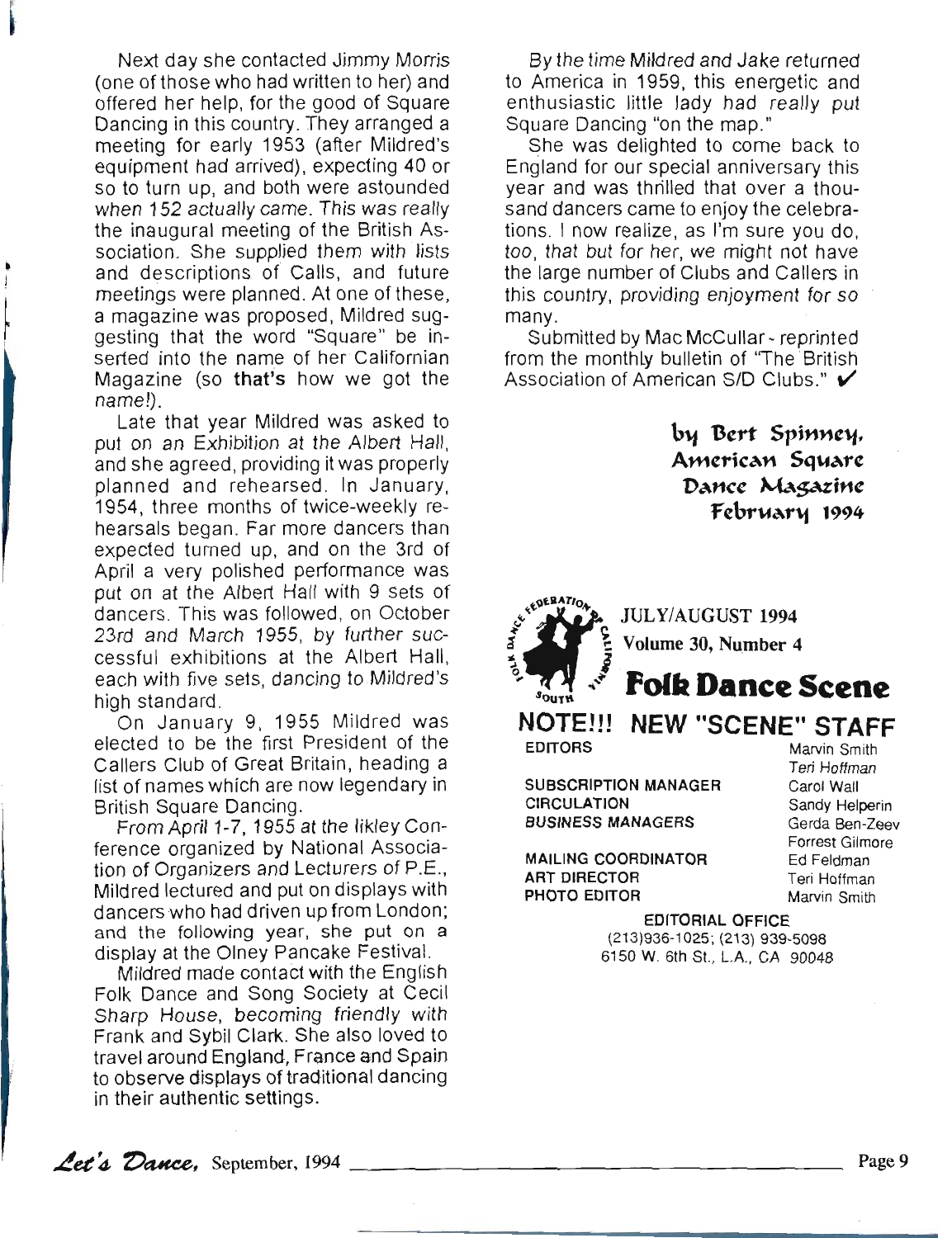Next day she contacted Jimmy Morris (one of those who had written to her) and offered her help, for the good of Square Dancing in this country. They arranged a meeting for early 1953 (after Mildred's equipment had arrived), expecting 40 or so to turn up, and both were astounded when 152 actually came. This was really the inaugural meeting of the British Association. She supplied them with lists and descriptions of Calls, and future meetings were planned. At one of these, a magazine was proposed, Mildred suggesting that the word "Square" be inserted into the name of her Californian Magazine (so **that's** how we got the name!).

Late that year Mildred was asked to put on an Exhibition at the Albert Hall, and she agreed, providing it was properly planned and rehearsed. In January, 1954, three months of twice-weekly rehearsals began. Far more dancers than expected turned up, and on the 3rd of April a very polished performance was put on at the Albert Hall with 9 sets of dancers. This was followed, on October 23rd and March 1955, by further successful exhibitions at the Albert Hall, each with five sets, dancing to Mildred's high standard.

On January 9, 1955 Mildred was elected to be the first President of the Callers Club of Great Britain, heading a list of names which are now legendary in British Square Dancing.

From April 1-7, 1955 at the Ilkley Conference organized by National Association of Organizers and Lecturers of P.E., Mildred lectured and put on displays with dancers who had driven up from London; and the following year, she put on a display at the Olney Pancake Festival.

Mildred made contact with the English Folk Dance and Song Society at Cecil Sharp House, becoming friendly with Frank and Sybil Clark. She also loved to travel around England, France and Spain to observe displays of traditional dancing in their authentic settings.

By the time Mildred and Jake returned to America in 1959, this energetic and enthusiastic little lady had really put Square Dancing "on the map."

She was delighted to come back to England for our special anniversary this year and was thrilled that over a thousand dancers came to enjoy the celebrations. I now realize, as I'm sure you do, too, that but for her, we might not have the large number of Clubs and Callers in this country, providing enjoyment for so many.

Submitted by Mac McCullar - reprinted from the monthly bulletin of "The British Association of American S/D Clubs." ✔

**by Bert Spinney, American Square Dance Magazine February 1994**

JULY/AUGUST 1994
Volume 30, Number 4

# Folk Dance Scene

## NOTE!!! NEW "SCENE" STAFF

| | |
|---|---|
| **EDITORS** | Marvin Smith<br>Teri Hoffman |
| **SUBSCRIPTION MANAGER** | Carol Wall |
| **CIRCULATION** | Sandy Helperin |
| **BUSINESS MANAGERS** | Gerda Ben-Zeev<br>Forrest Gilmore |
| **MAILING COORDINATOR** | Ed Feldman |
| **ART DIRECTOR** | Teri Hoffman |
| **PHOTO EDITOR** | Marvin Smith |

**EDITORIAL OFFICE**
(213)936-1025; (213) 939-5098
6150 W. 6th St., L.A., CA 90048